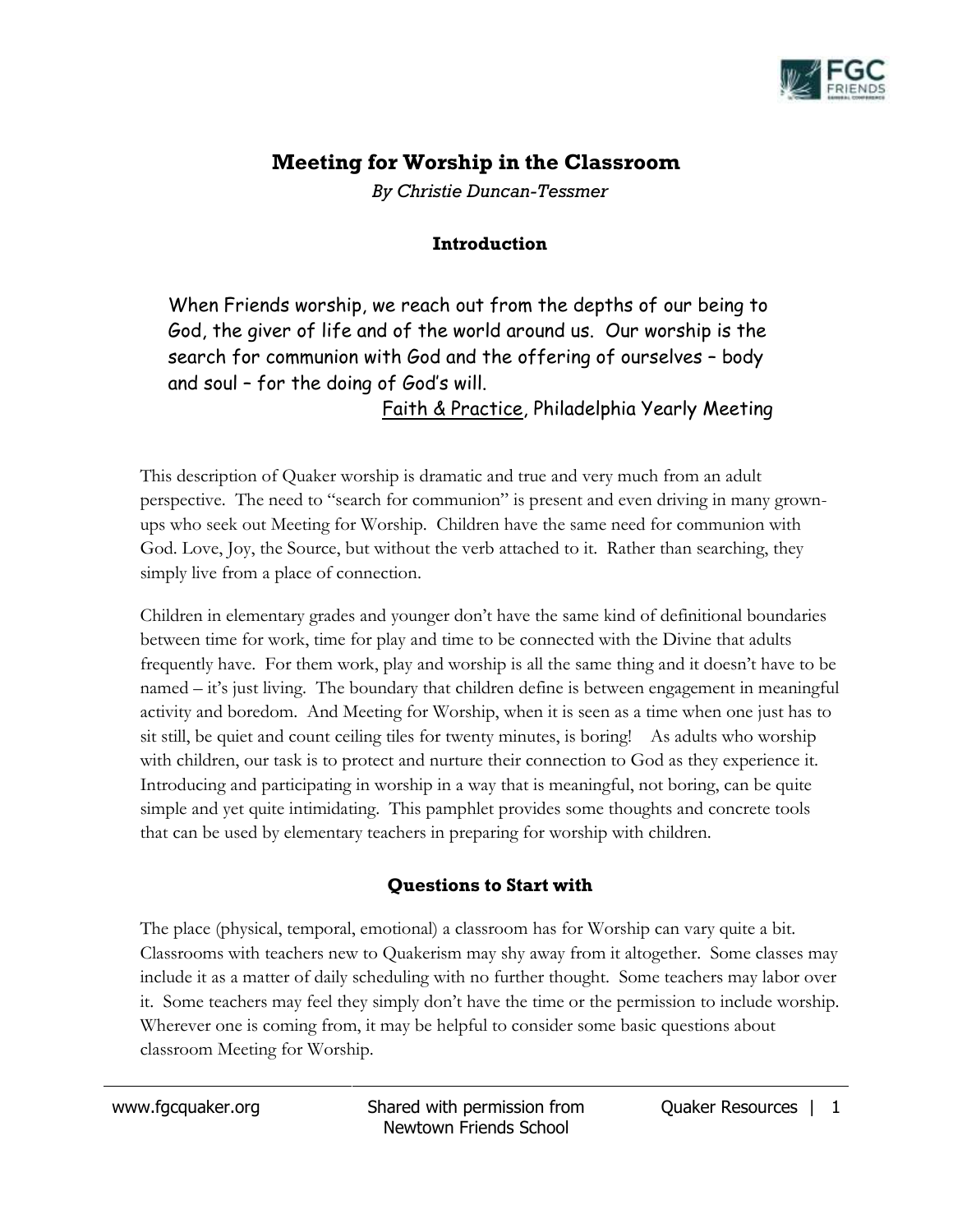# Meeting for Worship in the Classroom

*By Christie Duncan-Tessmer*

## Introduction

> When Friends worship, we reach out from the depths of our being to God, the giver of life and of the world around us. Our worship is the search for communion with God and the offering of ourselves – body and soul – for the doing of God's will.
>
> Faith & Practice, Philadelphia Yearly Meeting

This description of Quaker worship is dramatic and true and very much from an adult perspective. The need to "search for communion" is present and even driving in many grown-ups who seek out Meeting for Worship. Children have the same need for communion with God. Love, Joy, the Source, but without the verb attached to it. Rather than searching, they simply live from a place of connection.

Children in elementary grades and younger don't have the same kind of definitional boundaries between time for work, time for play and time to be connected with the Divine that adults frequently have. For them work, play and worship is all the same thing and it doesn't have to be named – it's just living. The boundary that children define is between engagement in meaningful activity and boredom. And Meeting for Worship, when it is seen as a time when one just has to sit still, be quiet and count ceiling tiles for twenty minutes, is boring! As adults who worship with children, our task is to protect and nurture their connection to God as they experience it. Introducing and participating in worship in a way that is meaningful, not boring, can be quite simple and yet quite intimidating. This pamphlet provides some thoughts and concrete tools that can be used by elementary teachers in preparing for worship with children.

## Questions to Start with

The place (physical, temporal, emotional) a classroom has for Worship can vary quite a bit. Classrooms with teachers new to Quakerism may shy away from it altogether. Some classes may include it as a matter of daily scheduling with no further thought. Some teachers may labor over it. Some teachers may feel they simply don't have the time or the permission to include worship. Wherever one is coming from, it may be helpful to consider some basic questions about classroom Meeting for Worship.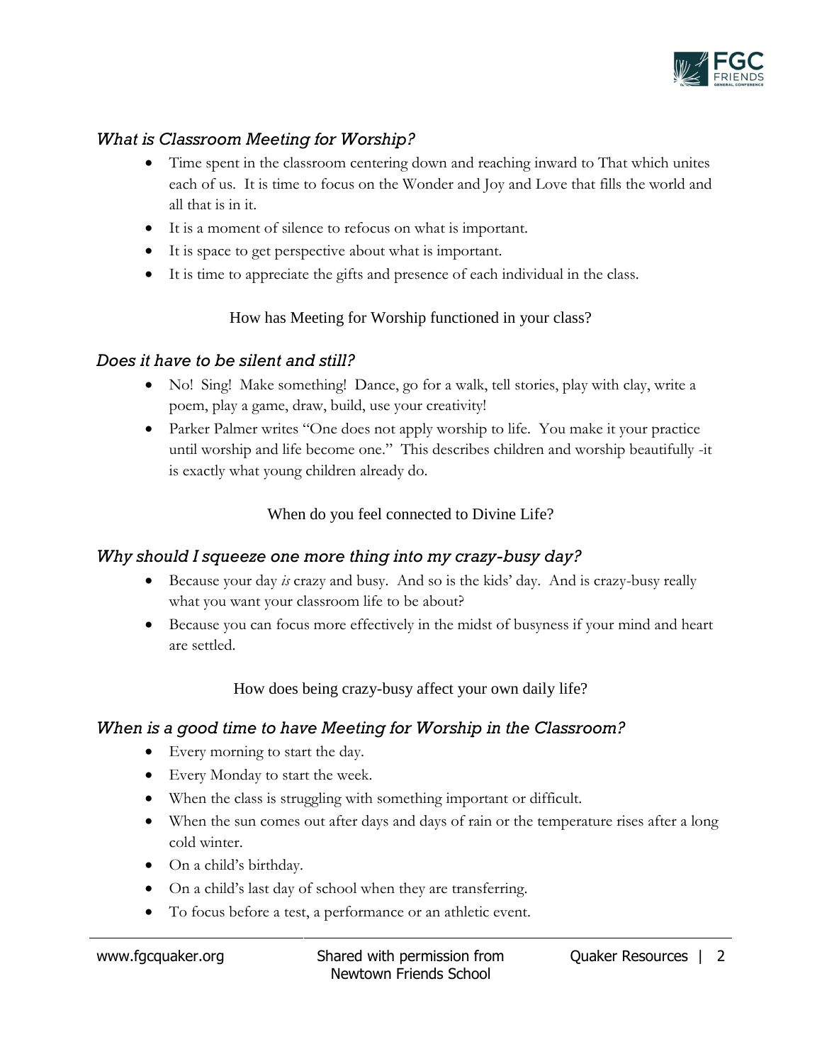## *What is Classroom Meeting for Worship?*

- Time spent in the classroom centering down and reaching inward to That which unites each of us. It is time to focus on the Wonder and Joy and Love that fills the world and all that is in it.
- It is a moment of silence to refocus on what is important.
- It is space to get perspective about what is important.
- It is time to appreciate the gifts and presence of each individual in the class.

How has Meeting for Worship functioned in your class?

## *Does it have to be silent and still?*

- No! Sing! Make something! Dance, go for a walk, tell stories, play with clay, write a poem, play a game, draw, build, use your creativity!
- Parker Palmer writes "One does not apply worship to life. You make it your practice until worship and life become one." This describes children and worship beautifully -it is exactly what young children already do.

When do you feel connected to Divine Life?

## *Why should I squeeze one more thing into my crazy-busy day?*

- Because your day *is* crazy and busy. And so is the kids' day. And is crazy-busy really what you want your classroom life to be about?
- Because you can focus more effectively in the midst of busyness if your mind and heart are settled.

How does being crazy-busy affect your own daily life?

## *When is a good time to have Meeting for Worship in the Classroom?*

- Every morning to start the day.
- Every Monday to start the week.
- When the class is struggling with something important or difficult.
- When the sun comes out after days and days of rain or the temperature rises after a long cold winter.
- On a child's birthday.
- On a child's last day of school when they are transferring.
- To focus before a test, a performance or an athletic event.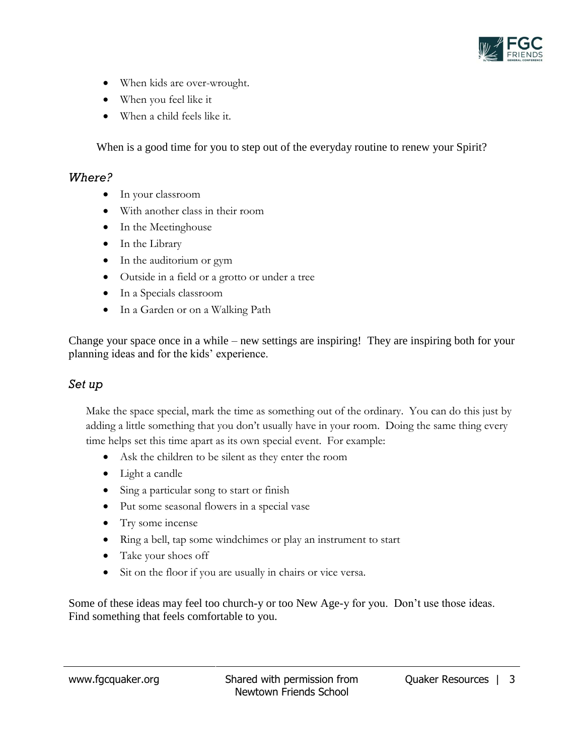- When kids are over-wrought.
- When you feel like it
- When a child feels like it.

When is a good time for you to step out of the everyday routine to renew your Spirit?

### *Where?*

- In your classroom
- With another class in their room
- In the Meetinghouse
- In the Library
- In the auditorium or gym
- Outside in a field or a grotto or under a tree
- In a Specials classroom
- In a Garden or on a Walking Path

Change your space once in a while – new settings are inspiring! They are inspiring both for your planning ideas and for the kids' experience.

### *Set up*

Make the space special, mark the time as something out of the ordinary. You can do this just by adding a little something that you don't usually have in your room. Doing the same thing every time helps set this time apart as its own special event. For example:

- Ask the children to be silent as they enter the room
- Light a candle
- Sing a particular song to start or finish
- Put some seasonal flowers in a special vase
- Try some incense
- Ring a bell, tap some windchimes or play an instrument to start
- Take your shoes off
- Sit on the floor if you are usually in chairs or vice versa.

Some of these ideas may feel too church-y or too New Age-y for you. Don't use those ideas. Find something that feels comfortable to you.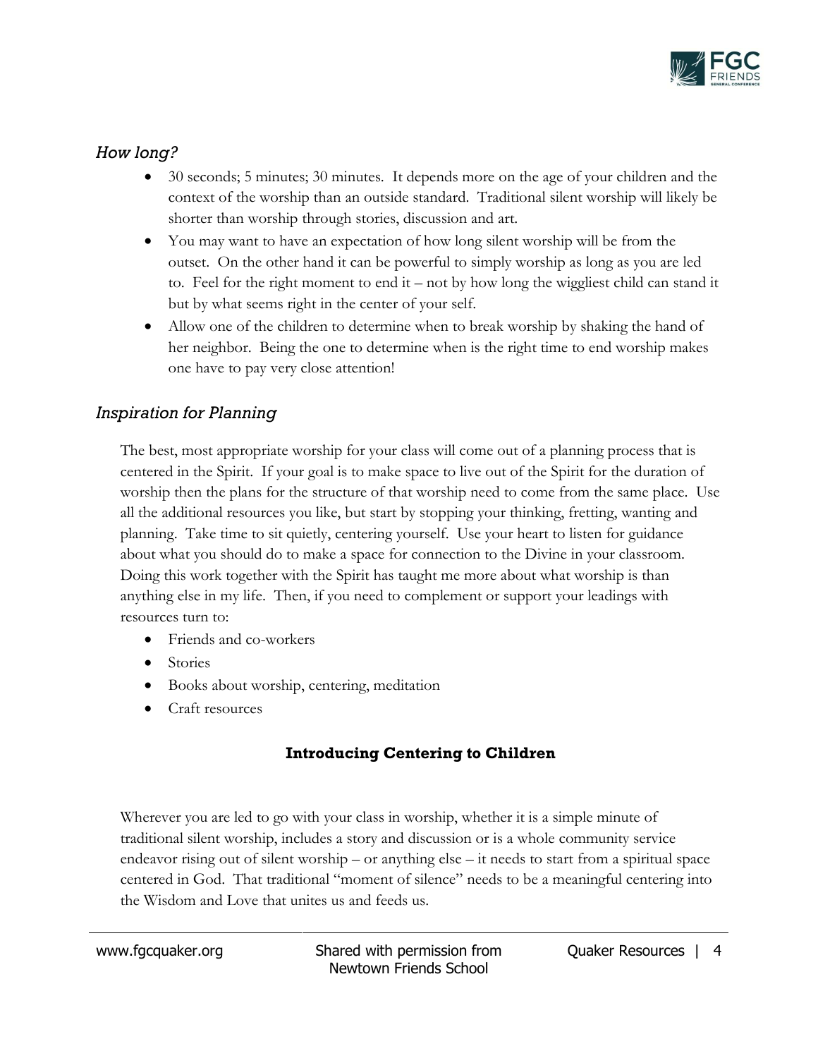### *How long?*

- 30 seconds; 5 minutes; 30 minutes. It depends more on the age of your children and the context of the worship than an outside standard. Traditional silent worship will likely be shorter than worship through stories, discussion and art.
- You may want to have an expectation of how long silent worship will be from the outset. On the other hand it can be powerful to simply worship as long as you are led to. Feel for the right moment to end it – not by how long the wiggliest child can stand it but by what seems right in the center of your self.
- Allow one of the children to determine when to break worship by shaking the hand of her neighbor. Being the one to determine when is the right time to end worship makes one have to pay very close attention!

### *Inspiration for Planning*

The best, most appropriate worship for your class will come out of a planning process that is centered in the Spirit. If your goal is to make space to live out of the Spirit for the duration of worship then the plans for the structure of that worship need to come from the same place. Use all the additional resources you like, but start by stopping your thinking, fretting, wanting and planning. Take time to sit quietly, centering yourself. Use your heart to listen for guidance about what you should do to make a space for connection to the Divine in your classroom. Doing this work together with the Spirit has taught me more about what worship is than anything else in my life. Then, if you need to complement or support your leadings with resources turn to:

- Friends and co-workers
- Stories
- Books about worship, centering, meditation
- Craft resources

## Introducing Centering to Children

Wherever you are led to go with your class in worship, whether it is a simple minute of traditional silent worship, includes a story and discussion or is a whole community service endeavor rising out of silent worship – or anything else – it needs to start from a spiritual space centered in God. That traditional "moment of silence" needs to be a meaningful centering into the Wisdom and Love that unites us and feeds us.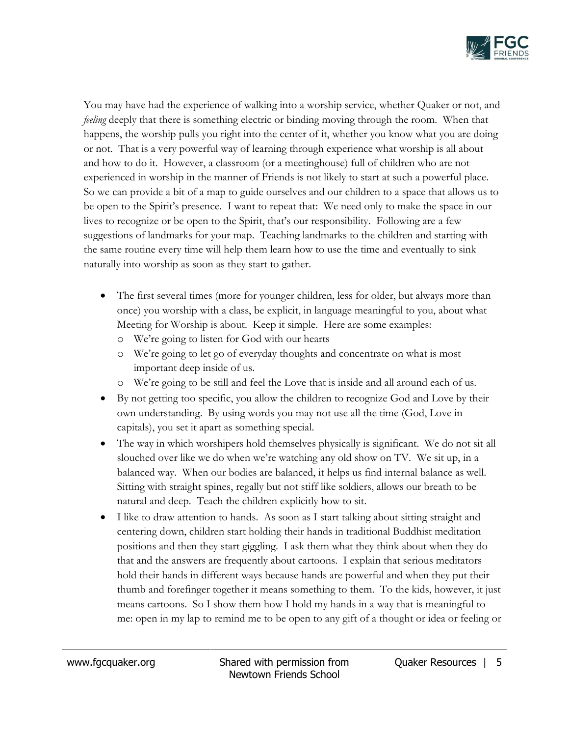You may have had the experience of walking into a worship service, whether Quaker or not, and *feeling* deeply that there is something electric or binding moving through the room. When that happens, the worship pulls you right into the center of it, whether you know what you are doing or not. That is a very powerful way of learning through experience what worship is all about and how to do it. However, a classroom (or a meetinghouse) full of children who are not experienced in worship in the manner of Friends is not likely to start at such a powerful place. So we can provide a bit of a map to guide ourselves and our children to a space that allows us to be open to the Spirit's presence. I want to repeat that: We need only to make the space in our lives to recognize or be open to the Spirit, that's our responsibility. Following are a few suggestions of landmarks for your map. Teaching landmarks to the children and starting with the same routine every time will help them learn how to use the time and eventually to sink naturally into worship as soon as they start to gather.

- The first several times (more for younger children, less for older, but always more than once) you worship with a class, be explicit, in language meaningful to you, about what Meeting for Worship is about. Keep it simple. Here are some examples:
  - We're going to listen for God with our hearts
  - We're going to let go of everyday thoughts and concentrate on what is most important deep inside of us.
  - We're going to be still and feel the Love that is inside and all around each of us.
- By not getting too specific, you allow the children to recognize God and Love by their own understanding. By using words you may not use all the time (God, Love in capitals), you set it apart as something special.
- The way in which worshipers hold themselves physically is significant. We do not sit all slouched over like we do when we're watching any old show on TV. We sit up, in a balanced way. When our bodies are balanced, it helps us find internal balance as well. Sitting with straight spines, regally but not stiff like soldiers, allows our breath to be natural and deep. Teach the children explicitly how to sit.
- I like to draw attention to hands. As soon as I start talking about sitting straight and centering down, children start holding their hands in traditional Buddhist meditation positions and then they start giggling. I ask them what they think about when they do that and the answers are frequently about cartoons. I explain that serious meditators hold their hands in different ways because hands are powerful and when they put their thumb and forefinger together it means something to them. To the kids, however, it just means cartoons. So I show them how I hold my hands in a way that is meaningful to me: open in my lap to remind me to be open to any gift of a thought or idea or feeling or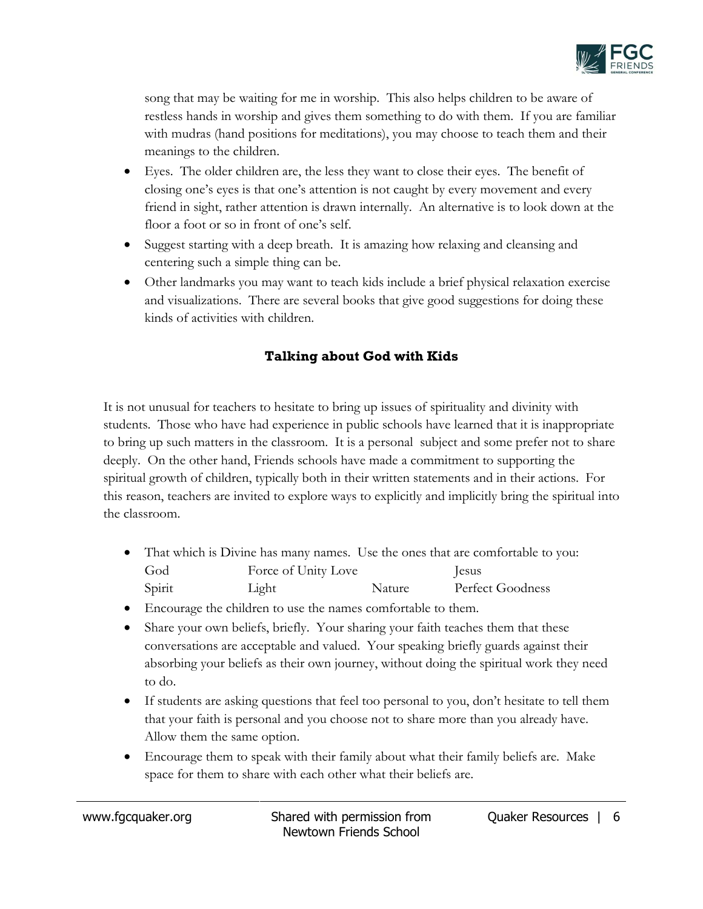song that may be waiting for me in worship. This also helps children to be aware of restless hands in worship and gives them something to do with them. If you are familiar with mudras (hand positions for meditations), you may choose to teach them and their meanings to the children.

- Eyes. The older children are, the less they want to close their eyes. The benefit of closing one's eyes is that one's attention is not caught by every movement and every friend in sight, rather attention is drawn internally. An alternative is to look down at the floor a foot or so in front of one's self.
- Suggest starting with a deep breath. It is amazing how relaxing and cleansing and centering such a simple thing can be.
- Other landmarks you may want to teach kids include a brief physical relaxation exercise and visualizations. There are several books that give good suggestions for doing these kinds of activities with children.

## Talking about God with Kids

It is not unusual for teachers to hesitate to bring up issues of spirituality and divinity with students. Those who have had experience in public schools have learned that it is inappropriate to bring up such matters in the classroom. It is a personal subject and some prefer not to share deeply. On the other hand, Friends schools have made a commitment to supporting the spiritual growth of children, typically both in their written statements and in their actions. For this reason, teachers are invited to explore ways to explicitly and implicitly bring the spiritual into the classroom.

- That which is Divine has many names. Use the ones that are comfortable to you:

  God    Force of Unity Love    Jesus
  Spirit    Light    Nature    Perfect Goodness

- Encourage the children to use the names comfortable to them.
- Share your own beliefs, briefly. Your sharing your faith teaches them that these conversations are acceptable and valued. Your speaking briefly guards against their absorbing your beliefs as their own journey, without doing the spiritual work they need to do.
- If students are asking questions that feel too personal to you, don't hesitate to tell them that your faith is personal and you choose not to share more than you already have. Allow them the same option.
- Encourage them to speak with their family about what their family beliefs are. Make space for them to share with each other what their beliefs are.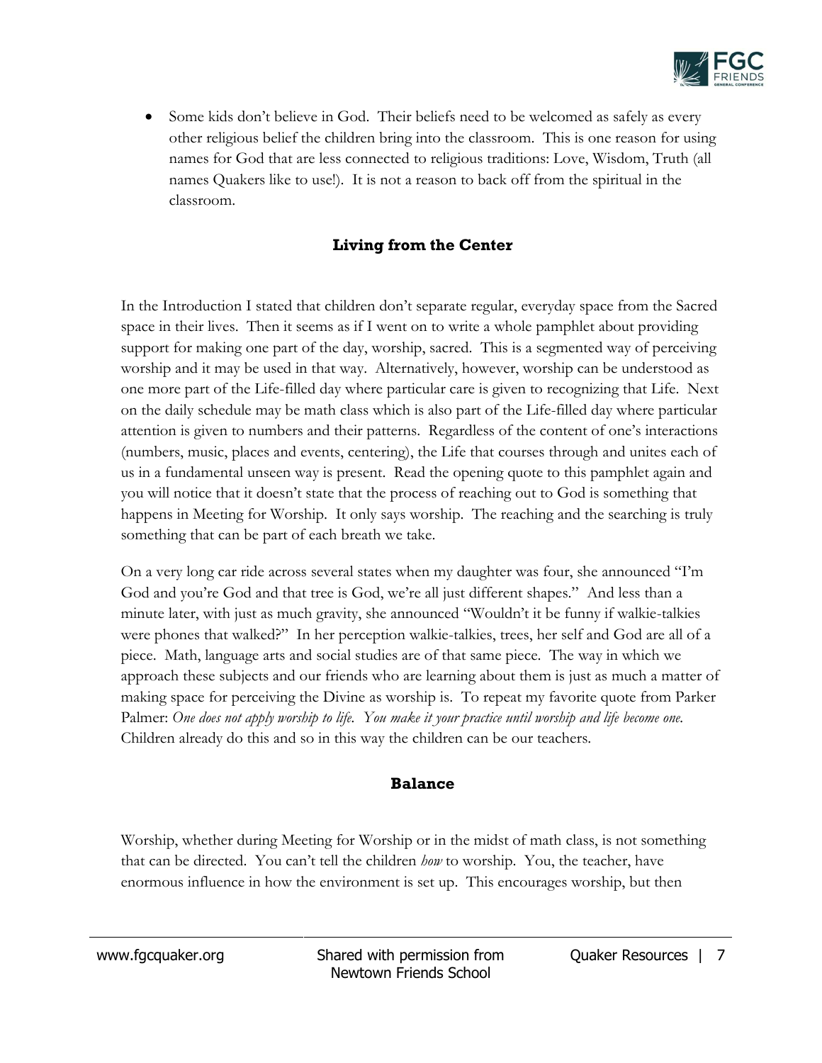- Some kids don't believe in God. Their beliefs need to be welcomed as safely as every other religious belief the children bring into the classroom. This is one reason for using names for God that are less connected to religious traditions: Love, Wisdom, Truth (all names Quakers like to use!). It is not a reason to back off from the spiritual in the classroom.

## Living from the Center

In the Introduction I stated that children don't separate regular, everyday space from the Sacred space in their lives. Then it seems as if I went on to write a whole pamphlet about providing support for making one part of the day, worship, sacred. This is a segmented way of perceiving worship and it may be used in that way. Alternatively, however, worship can be understood as one more part of the Life-filled day where particular care is given to recognizing that Life. Next on the daily schedule may be math class which is also part of the Life-filled day where particular attention is given to numbers and their patterns. Regardless of the content of one's interactions (numbers, music, places and events, centering), the Life that courses through and unites each of us in a fundamental unseen way is present. Read the opening quote to this pamphlet again and you will notice that it doesn't state that the process of reaching out to God is something that happens in Meeting for Worship. It only says worship. The reaching and the searching is truly something that can be part of each breath we take.

On a very long car ride across several states when my daughter was four, she announced "I'm God and you're God and that tree is God, we're all just different shapes." And less than a minute later, with just as much gravity, she announced "Wouldn't it be funny if walkie-talkies were phones that walked?" In her perception walkie-talkies, trees, her self and God are all of a piece. Math, language arts and social studies are of that same piece. The way in which we approach these subjects and our friends who are learning about them is just as much a matter of making space for perceiving the Divine as worship is. To repeat my favorite quote from Parker Palmer: *One does not apply worship to life. You make it your practice until worship and life become one.* Children already do this and so in this way the children can be our teachers.

## Balance

Worship, whether during Meeting for Worship or in the midst of math class, is not something that can be directed. You can't tell the children *how* to worship. You, the teacher, have enormous influence in how the environment is set up. This encourages worship, but then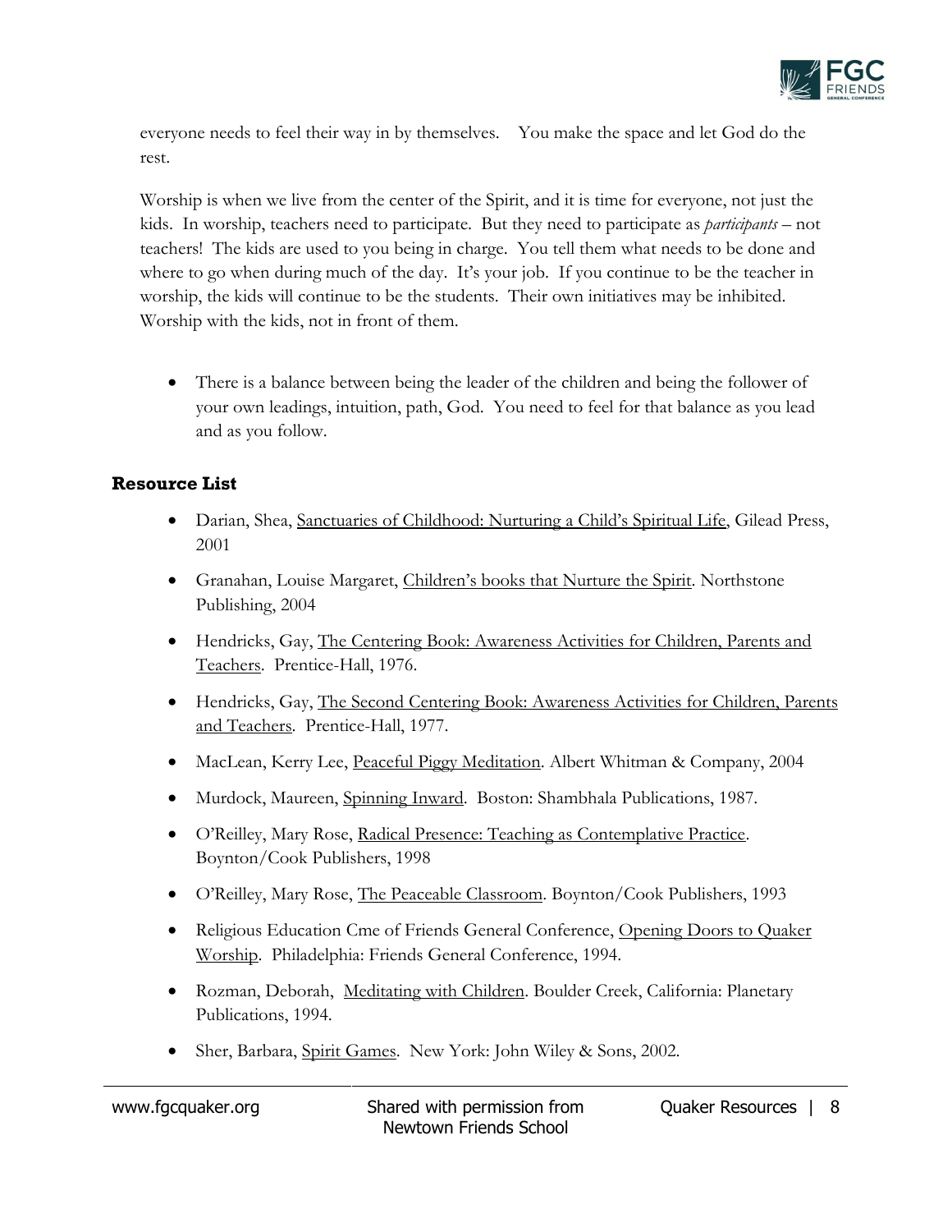everyone needs to feel their way in by themselves. You make the space and let God do the rest.

Worship is when we live from the center of the Spirit, and it is time for everyone, not just the kids. In worship, teachers need to participate. But they need to participate as *participants* – not teachers! The kids are used to you being in charge. You tell them what needs to be done and where to go when during much of the day. It's your job. If you continue to be the teacher in worship, the kids will continue to be the students. Their own initiatives may be inhibited. Worship with the kids, not in front of them.

- There is a balance between being the leader of the children and being the follower of your own leadings, intuition, path, God. You need to feel for that balance as you lead and as you follow.

### Resource List

- Darian, Shea, Sanctuaries of Childhood: Nurturing a Child's Spiritual Life, Gilead Press, 2001
- Granahan, Louise Margaret, Children's books that Nurture the Spirit. Northstone Publishing, 2004
- Hendricks, Gay, The Centering Book: Awareness Activities for Children, Parents and Teachers. Prentice-Hall, 1976.
- Hendricks, Gay, The Second Centering Book: Awareness Activities for Children, Parents and Teachers. Prentice-Hall, 1977.
- MacLean, Kerry Lee, Peaceful Piggy Meditation. Albert Whitman & Company, 2004
- Murdock, Maureen, Spinning Inward. Boston: Shambhala Publications, 1987.
- O'Reilley, Mary Rose, Radical Presence: Teaching as Contemplative Practice. Boynton/Cook Publishers, 1998
- O'Reilley, Mary Rose, The Peaceable Classroom. Boynton/Cook Publishers, 1993
- Religious Education Cme of Friends General Conference, Opening Doors to Quaker Worship. Philadelphia: Friends General Conference, 1994.
- Rozman, Deborah, Meditating with Children. Boulder Creek, California: Planetary Publications, 1994.
- Sher, Barbara, Spirit Games. New York: John Wiley & Sons, 2002.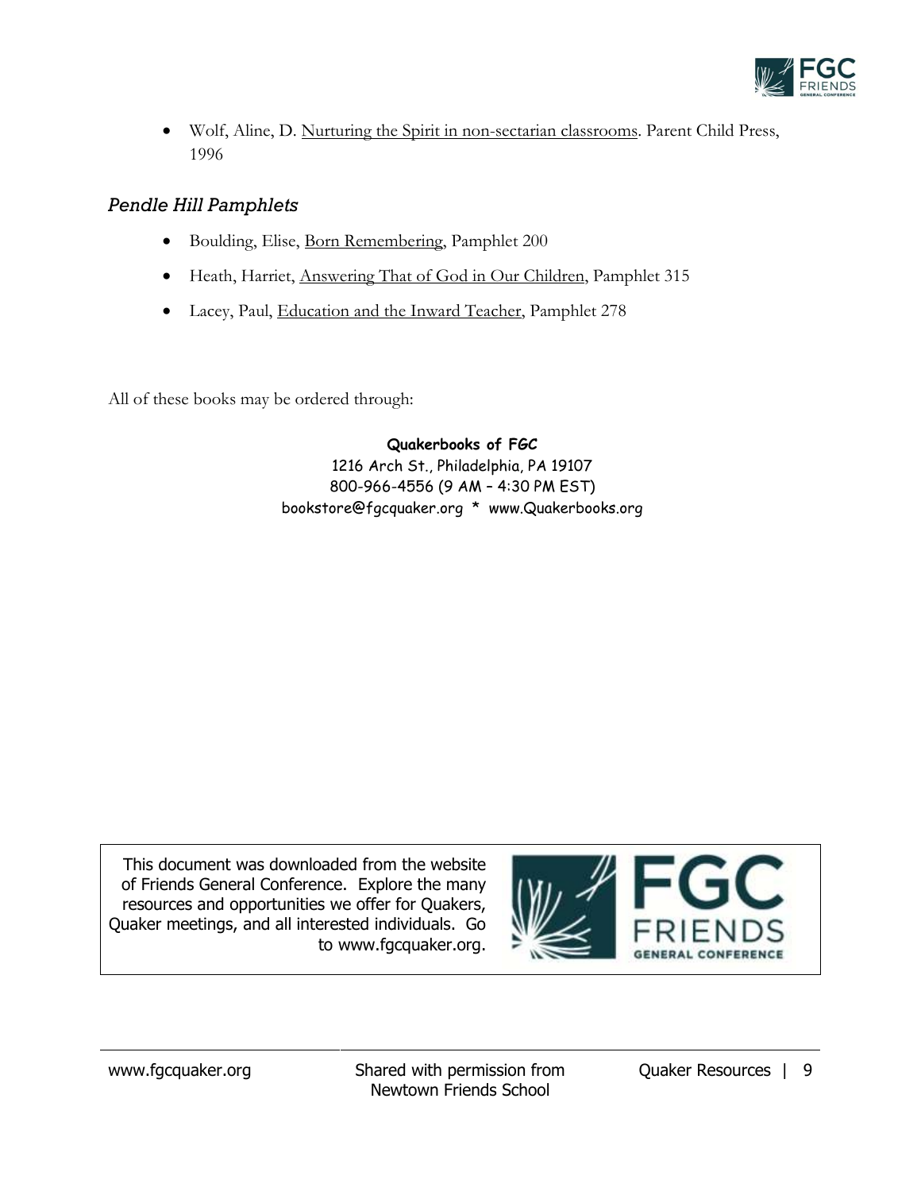- Wolf, Aline, D. Nurturing the Spirit in non-sectarian classrooms. Parent Child Press, 1996

### *Pendle Hill Pamphlets*

- Boulding, Elise, Born Remembering, Pamphlet 200
- Heath, Harriet, Answering That of God in Our Children, Pamphlet 315
- Lacey, Paul, Education and the Inward Teacher, Pamphlet 278

All of these books may be ordered through:

**Quakerbooks of FGC**
1216 Arch St., Philadelphia, PA 19107
800-966-4556 (9 AM – 4:30 PM EST)
bookstore@fgcquaker.org * www.Quakerbooks.org

This document was downloaded from the website of Friends General Conference. Explore the many resources and opportunities we offer for Quakers, Quaker meetings, and all interested individuals. Go to www.fgcquaker.org.

Shared with permission from Newtown Friends School